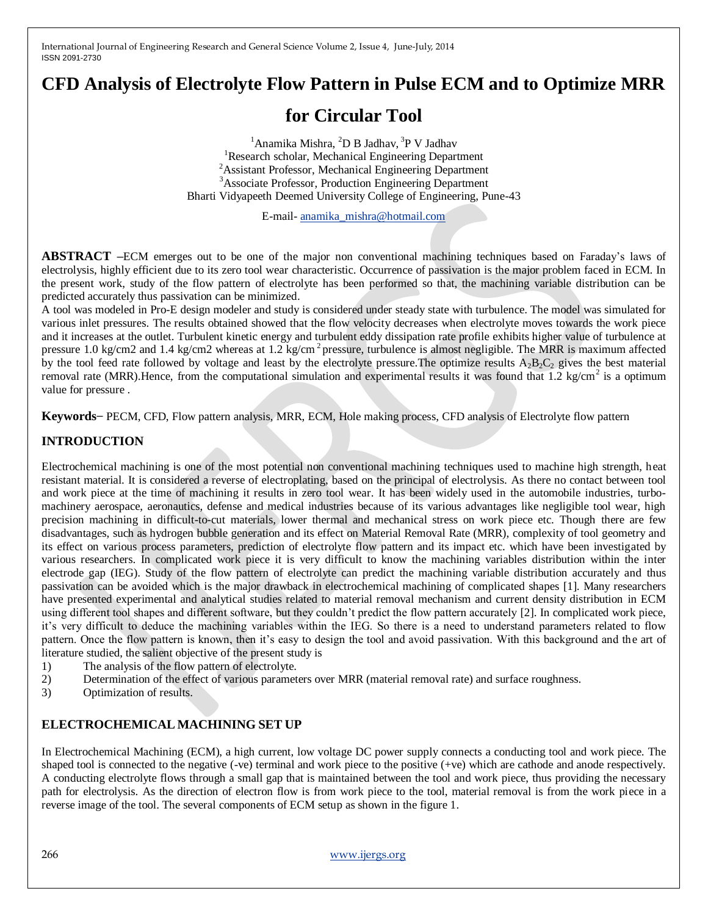# CFD Analysis of Electrolyte Flow Pattern in Pulse ECM and to Optimize MRR for Circular Tool

[1]Anamika Mishra, [2]D B Jadhav, [3]P V Jadhav

[1]Research scholar, Mechanical Engineering Department

[2]Assistant Professor, Mechanical Engineering Department

[3]Associate Professor, Production Engineering Department

Bharti Vidyapeeth Deemed University College of Engineering, Pune-43

E-mail- anamika_mishra@hotmail.com

**ABSTRACT** –ECM emerges out to be one of the major non conventional machining techniques based on Faraday's laws of electrolysis, highly efficient due to its zero tool wear characteristic. Occurrence of passivation is the major problem faced in ECM. In the present work, study of the flow pattern of electrolyte has been performed so that, the machining variable distribution can be predicted accurately thus passivation can be minimized.

A tool was modeled in Pro-E design modeler and study is considered under steady state with turbulence. The model was simulated for various inlet pressures. The results obtained showed that the flow velocity decreases when electrolyte moves towards the work piece and it increases at the outlet. Turbulent kinetic energy and turbulent eddy dissipation rate profile exhibits higher value of turbulence at pressure 1.0 kg/cm2 and 1.4 kg/cm2 whereas at 1.2 $kg/cm^2$ pressure, turbulence is almost negligible. The MRR is maximum affected by the tool feed rate followed by voltage and least by the electrolyte pressure.The optimize results $A_2B_2C_2$ gives the best material removal rate (MRR).Hence, from the computational simulation and experimental results it was found that 1.2 $kg/cm^2$ is a optimum value for pressure .

**Keywords**– PECM, CFD, Flow pattern analysis, MRR, ECM, Hole making process, CFD analysis of Electrolyte flow pattern

## INTRODUCTION

Electrochemical machining is one of the most potential non conventional machining techniques used to machine high strength, heat resistant material. It is considered a reverse of electroplating, based on the principal of electrolysis. As there no contact between tool and work piece at the time of machining it results in zero tool wear. It has been widely used in the automobile industries, turbo-machinery aerospace, aeronautics, defense and medical industries because of its various advantages like negligible tool wear, high precision machining in difficult-to-cut materials, lower thermal and mechanical stress on work piece etc. Though there are few disadvantages, such as hydrogen bubble generation and its effect on Material Removal Rate (MRR), complexity of tool geometry and its effect on various process parameters, prediction of electrolyte flow pattern and its impact etc. which have been investigated by various researchers. In complicated work piece it is very difficult to know the machining variables distribution within the inter electrode gap (IEG). Study of the flow pattern of electrolyte can predict the machining variable distribution accurately and thus passivation can be avoided which is the major drawback in electrochemical machining of complicated shapes [1]. Many researchers have presented experimental and analytical studies related to material removal mechanism and current density distribution in ECM using different tool shapes and different software, but they couldn't predict the flow pattern accurately [2]. In complicated work piece, it's very difficult to deduce the machining variables within the IEG. So there is a need to understand parameters related to flow pattern. Once the flow pattern is known, then it's easy to design the tool and avoid passivation. With this background and the art of literature studied, the salient objective of the present study is

1) The analysis of the flow pattern of electrolyte.
2) Determination of the effect of various parameters over MRR (material removal rate) and surface roughness.
3) Optimization of results.

## ELECTROCHEMICAL MACHINING SET UP

In Electrochemical Machining (ECM), a high current, low voltage DC power supply connects a conducting tool and work piece. The shaped tool is connected to the negative (-ve) terminal and work piece to the positive (+ve) which are cathode and anode respectively. A conducting electrolyte flows through a small gap that is maintained between the tool and work piece, thus providing the necessary path for electrolysis. As the direction of electron flow is from work piece to the tool, material removal is from the work piece in a reverse image of the tool. The several components of ECM setup as shown in the figure 1.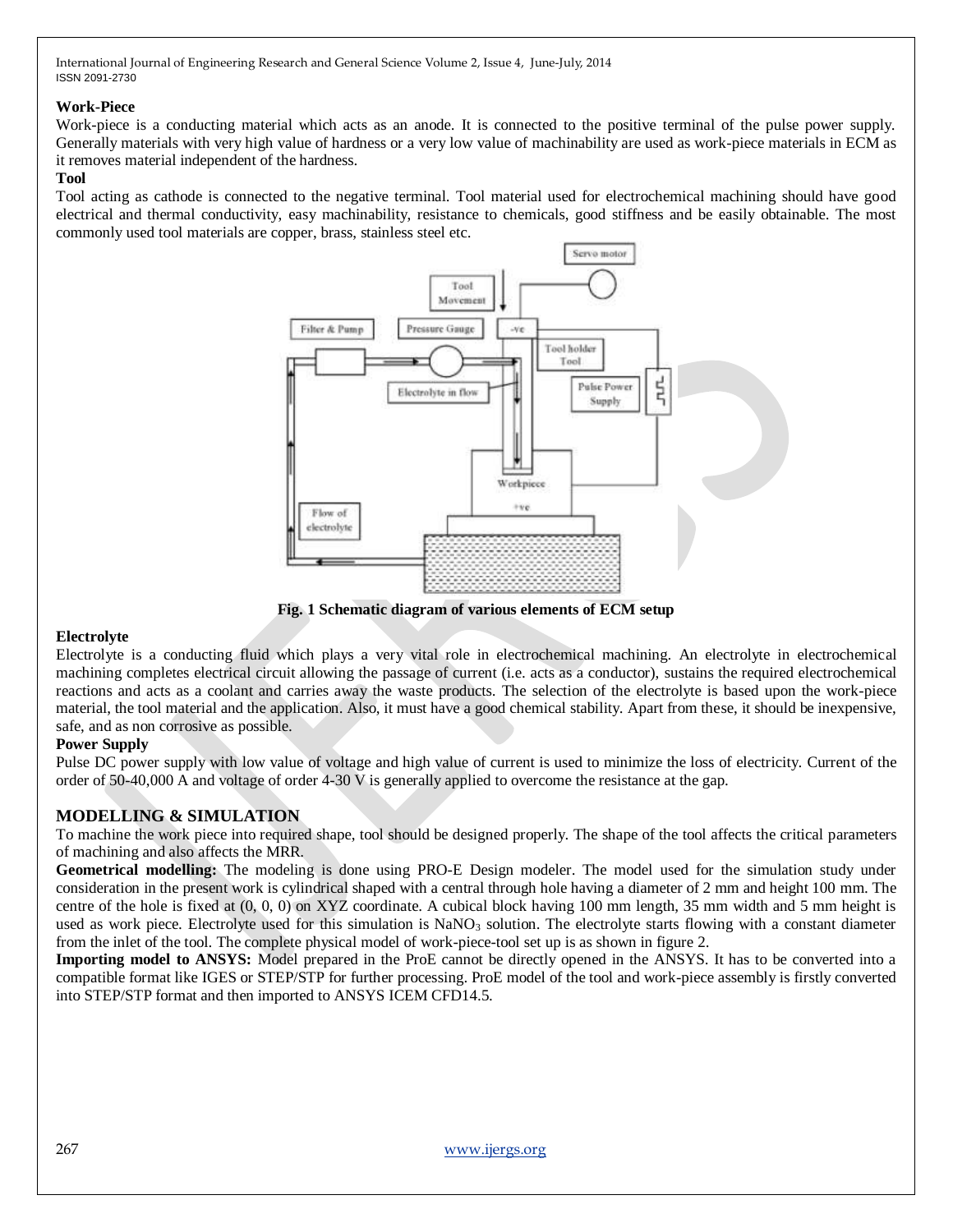**Work-Piece**

Work-piece is a conducting material which acts as an anode. It is connected to the positive terminal of the pulse power supply. Generally materials with very high value of hardness or a very low value of machinability are used as work-piece materials in ECM as it removes material independent of the hardness.

**Tool**

Tool acting as cathode is connected to the negative terminal. Tool material used for electrochemical machining should have good electrical and thermal conductivity, easy machinability, resistance to chemicals, good stiffness and be easily obtainable. The most commonly used tool materials are copper, brass, stainless steel etc.

**Fig. 1 Schematic diagram of various elements of ECM setup**

**Electrolyte**

Electrolyte is a conducting fluid which plays a very vital role in electrochemical machining. An electrolyte in electrochemical machining completes electrical circuit allowing the passage of current (i.e. acts as a conductor), sustains the required electrochemical reactions and acts as a coolant and carries away the waste products. The selection of the electrolyte is based upon the work-piece material, the tool material and the application. Also, it must have a good chemical stability. Apart from these, it should be inexpensive, safe, and as non corrosive as possible.

**Power Supply**

Pulse DC power supply with low value of voltage and high value of current is used to minimize the loss of electricity. Current of the order of 50-40,000 A and voltage of order 4-30 V is generally applied to overcome the resistance at the gap.

## MODELLING & SIMULATION

To machine the work piece into required shape, tool should be designed properly. The shape of the tool affects the critical parameters of machining and also affects the MRR.

**Geometrical modelling:** The modeling is done using PRO-E Design modeler. The model used for the simulation study under consideration in the present work is cylindrical shaped with a central through hole having a diameter of 2 mm and height 100 mm. The centre of the hole is fixed at (0, 0, 0) on XYZ coordinate. A cubical block having 100 mm length, 35 mm width and 5 mm height is used as work piece. Electrolyte used for this simulation is $NaNO_3$ solution. The electrolyte starts flowing with a constant diameter from the inlet of the tool. The complete physical model of work-piece-tool set up is as shown in figure 2.

**Importing model to ANSYS:** Model prepared in the ProE cannot be directly opened in the ANSYS. It has to be converted into a compatible format like IGES or STEP/STP for further processing. ProE model of the tool and work-piece assembly is firstly converted into STEP/STP format and then imported to ANSYS ICEM CFD14.5.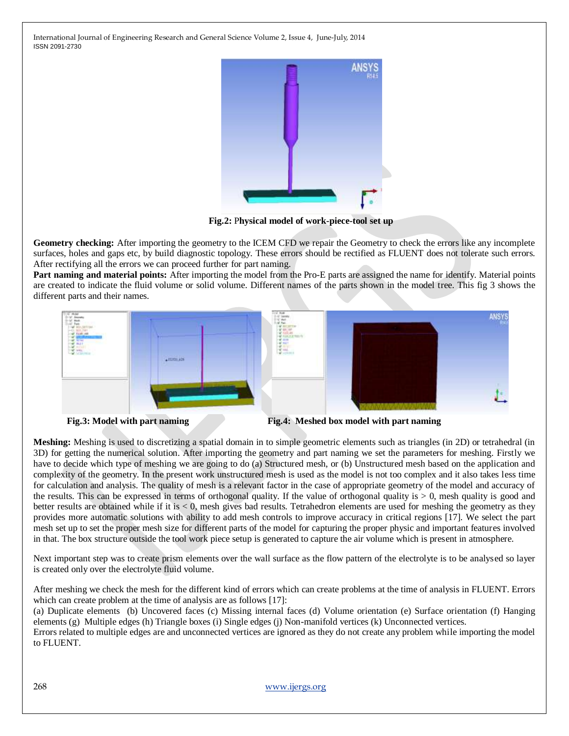**Fig.2:** **Physical model of work-piece-tool set up**

**Geometry checking:** After importing the geometry to the ICEM CFD we repair the Geometry to check the errors like any incomplete surfaces, holes and gaps etc, by build diagnostic topology. These errors should be rectified as FLUENT does not tolerate such errors. After rectifying all the errors we can proceed further for part naming.

**Part naming and material points:** After importing the model from the Pro-E parts are assigned the name for identify. Material points are created to indicate the fluid volume or solid volume. Different names of the parts shown in the model tree. This fig 3 shows the different parts and their names.

**Fig.3: Model with part naming** **Fig.4: Meshed box model with part naming**

**Meshing:** Meshing is used to discretizing a spatial domain in to simple geometric elements such as triangles (in 2D) or tetrahedral (in 3D) for getting the numerical solution. After importing the geometry and part naming we set the parameters for meshing. Firstly we have to decide which type of meshing we are going to do (a) Structured mesh, or (b) Unstructured mesh based on the application and complexity of the geometry. In the present work unstructured mesh is used as the model is not too complex and it also takes less time for calculation and analysis. The quality of mesh is a relevant factor in the case of appropriate geometry of the model and accuracy of the results. This can be expressed in terms of orthogonal quality. If the value of orthogonal quality is > 0, mesh quality is good and better results are obtained while if it is < 0, mesh gives bad results. Tetrahedron elements are used for meshing the geometry as they provides more automatic solutions with ability to add mesh controls to improve accuracy in critical regions [17]. We select the part mesh set up to set the proper mesh size for different parts of the model for capturing the proper physic and important features involved in that. The box structure outside the tool work piece setup is generated to capture the air volume which is present in atmosphere.

Next important step was to create prism elements over the wall surface as the flow pattern of the electrolyte is to be analysed so layer is created only over the electrolyte fluid volume.

After meshing we check the mesh for the different kind of errors which can create problems at the time of analysis in FLUENT. Errors which can create problem at the time of analysis are as follows [17]:

(a) Duplicate elements (b) Uncovered faces (c) Missing internal faces (d) Volume orientation (e) Surface orientation (f) Hanging elements (g) Multiple edges (h) Triangle boxes (i) Single edges (j) Non-manifold vertices (k) Unconnected vertices.

Errors related to multiple edges are and unconnected vertices are ignored as they do not create any problem while importing the model to FLUENT.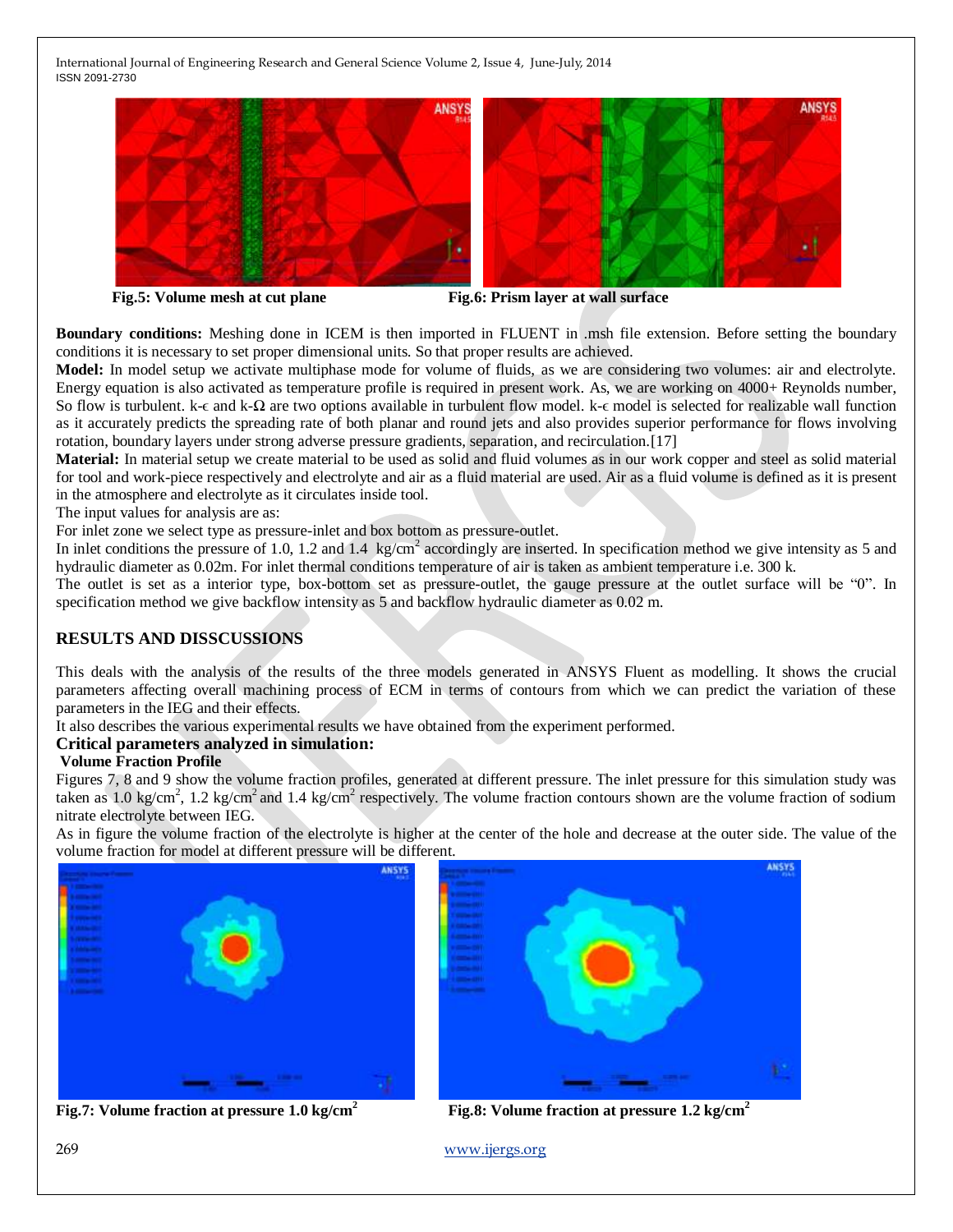Fig.5: Volume mesh at cut plane

Fig.6: Prism layer at wall surface

**Boundary conditions:** Meshing done in ICEM is then imported in FLUENT in .msh file extension. Before setting the boundary conditions it is necessary to set proper dimensional units. So that proper results are achieved.

**Model:** In model setup we activate multiphase mode for volume of fluids, as we are considering two volumes: air and electrolyte. Energy equation is also activated as temperature profile is required in present work. As, we are working on 4000+ Reynolds number, So flow is turbulent. k-ϵ and k-Ω are two options available in turbulent flow model. k-ϵ model is selected for realizable wall function as it accurately predicts the spreading rate of both planar and round jets and also provides superior performance for flows involving rotation, boundary layers under strong adverse pressure gradients, separation, and recirculation.[17]

**Material:** In material setup we create material to be used as solid and fluid volumes as in our work copper and steel as solid material for tool and work-piece respectively and electrolyte and air as a fluid material are used. Air as a fluid volume is defined as it is present in the atmosphere and electrolyte as it circulates inside tool.

The input values for analysis are as:

For inlet zone we select type as pressure-inlet and box bottom as pressure-outlet.

In inlet conditions the pressure of 1.0, 1.2 and 1.4 $kg/cm^2$ accordingly are inserted. In specification method we give intensity as 5 and hydraulic diameter as 0.02m. For inlet thermal conditions temperature of air is taken as ambient temperature i.e. 300 k.

The outlet is set as a interior type, box-bottom set as pressure-outlet, the gauge pressure at the outlet surface will be "0". In specification method we give backflow intensity as 5 and backflow hydraulic diameter as 0.02 m.

## RESULTS AND DISSCUSSIONS

This deals with the analysis of the results of the three models generated in ANSYS Fluent as modelling. It shows the crucial parameters affecting overall machining process of ECM in terms of contours from which we can predict the variation of these parameters in the IEG and their effects.

It also describes the various experimental results we have obtained from the experiment performed.

### Critical parameters analyzed in simulation:

#### Volume Fraction Profile

Figures 7, 8 and 9 show the volume fraction profiles, generated at different pressure. The inlet pressure for this simulation study was taken as 1.0 $kg/cm^2$, 1.2 $kg/cm^2$ and 1.4 $kg/cm^2$ respectively. The volume fraction contours shown are the volume fraction of sodium nitrate electrolyte between IEG.

As in figure the volume fraction of the electrolyte is higher at the center of the hole and decrease at the outer side. The value of the volume fraction for model at different pressure will be different.

Fig.7: Volume fraction at pressure 1.0 $kg/cm^2$

Fig.8: Volume fraction at pressure 1.2 $kg/cm^2$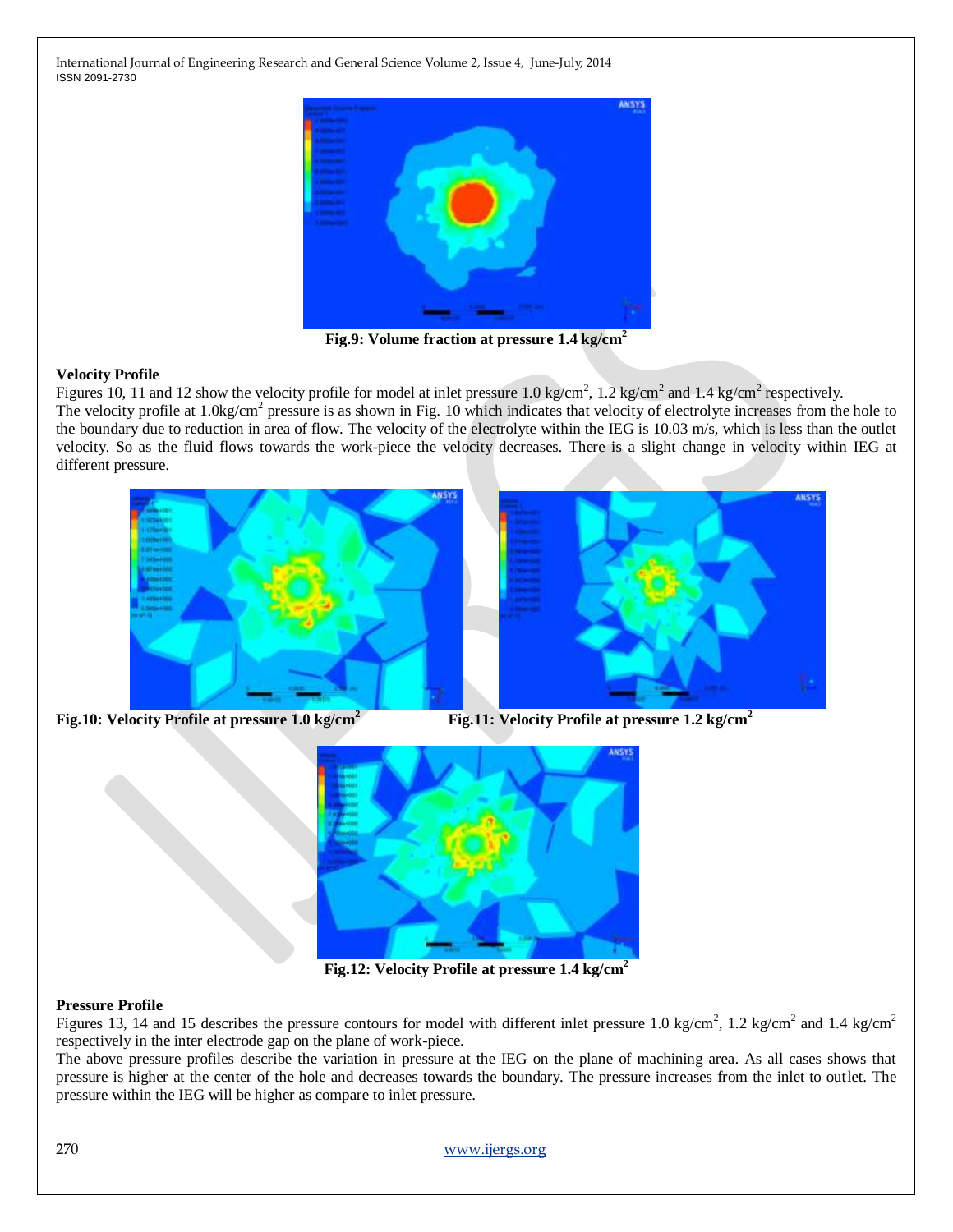Fig.9: Volume fraction at pressure 1.4 kg/cm$^2$

### Velocity Profile

Figures 10, 11 and 12 show the velocity profile for model at inlet pressure 1.0 kg/cm$^2$, 1.2 kg/cm$^2$ and 1.4 kg/cm$^2$ respectively.
The velocity profile at 1.0kg/cm$^2$ pressure is as shown in Fig. 10 which indicates that velocity of electrolyte increases from the hole to the boundary due to reduction in area of flow. The velocity of the electrolyte within the IEG is 10.03 m/s, which is less than the outlet velocity. So as the fluid flows towards the work-piece the velocity decreases. There is a slight change in velocity within IEG at different pressure.

Fig.10: Velocity Profile at pressure 1.0 kg/cm$^2$

Fig.11: Velocity Profile at pressure 1.2 kg/cm$^2$

Fig.12: Velocity Profile at pressure 1.4 kg/cm$^2$

### Pressure Profile

Figures 13, 14 and 15 describes the pressure contours for model with different inlet pressure 1.0 kg/cm$^2$, 1.2 kg/cm$^2$ and 1.4 kg/cm$^2$ respectively in the inter electrode gap on the plane of work-piece.
The above pressure profiles describe the variation in pressure at the IEG on the plane of machining area. As all cases shows that pressure is higher at the center of the hole and decreases towards the boundary. The pressure increases from the inlet to outlet. The pressure within the IEG will be higher as compare to inlet pressure.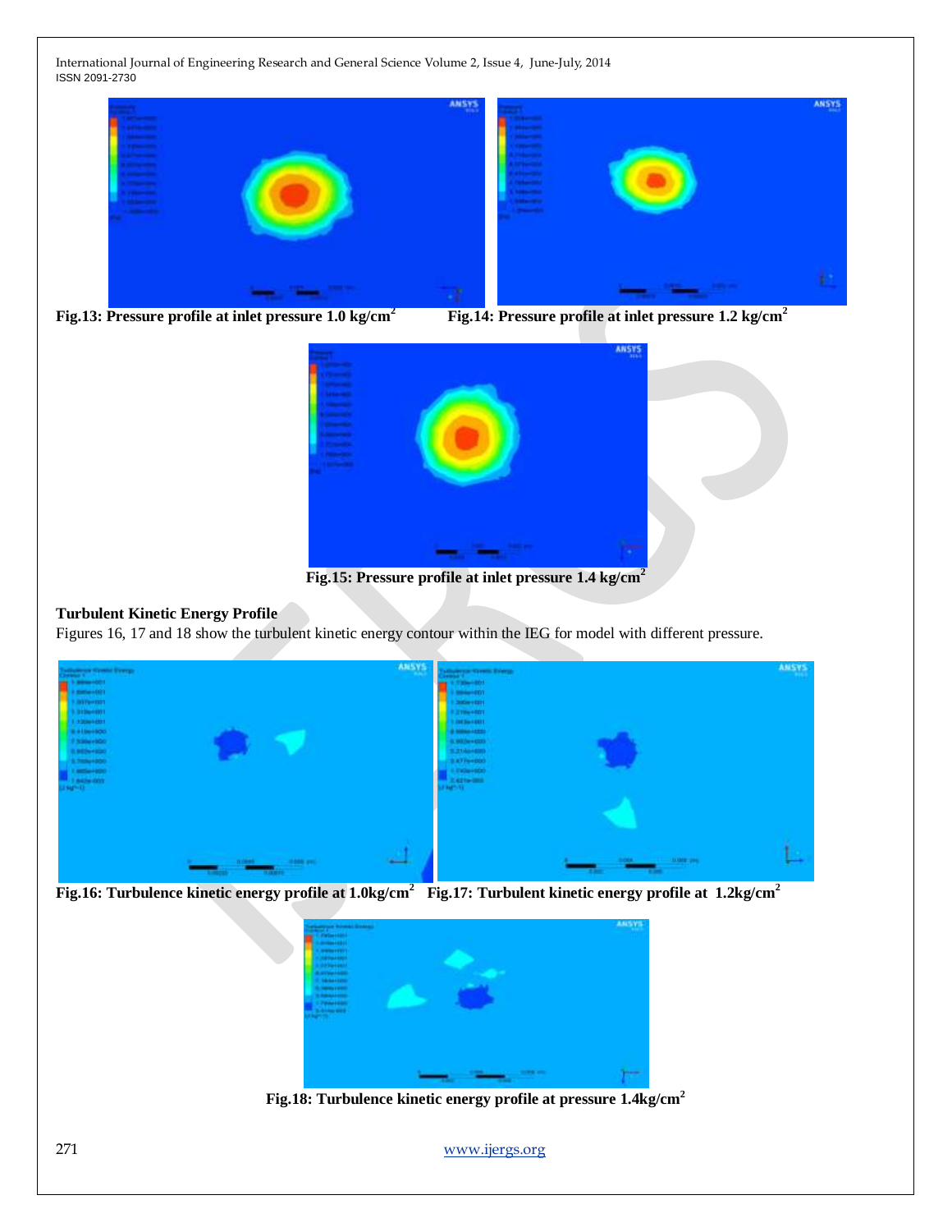Fig.13: Pressure profile at inlet pressure 1.0 kg/cm$^2$

Fig.14: Pressure profile at inlet pressure 1.2 kg/cm$^2$

Fig.15: Pressure profile at inlet pressure 1.4 kg/cm$^2$

**Turbulent Kinetic Energy Profile**

Figures 16, 17 and 18 show the turbulent kinetic energy contour within the IEG for model with different pressure.

Fig.16: Turbulence kinetic energy profile at 1.0kg/cm$^2$

Fig.17: Turbulent kinetic energy profile at 1.2kg/cm$^2$

Fig.18: Turbulence kinetic energy profile at pressure 1.4kg/cm$^2$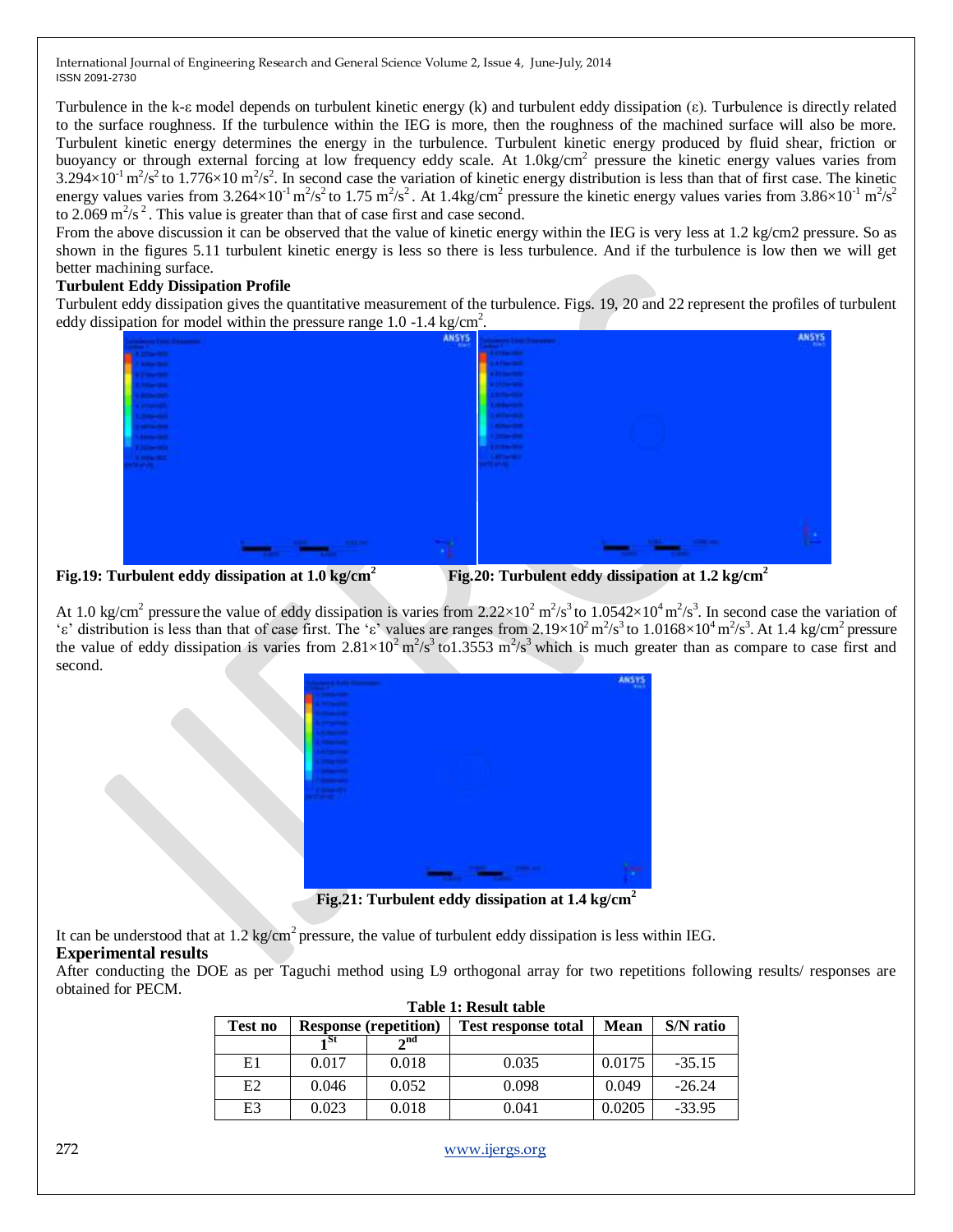Turbulence in the k-ε model depends on turbulent kinetic energy (k) and turbulent eddy dissipation (ε). Turbulence is directly related to the surface roughness. If the turbulence within the IEG is more, then the roughness of the machined surface will also be more. Turbulent kinetic energy determines the energy in the turbulence. Turbulent kinetic energy produced by fluid shear, friction or buoyancy or through external forcing at low frequency eddy scale. At 1.0kg/cm$^2$ pressure the kinetic energy values varies from $3.294\times10^{-1}$ m$^2$/s$^2$ to $1.776\times10$ m$^2$/s$^2$. In second case the variation of kinetic energy distribution is less than that of first case. The kinetic energy values varies from $3.264\times10^{-1}$ m$^2$/s$^2$ to 1.75 m$^2$/s$^2$ . At 1.4kg/cm$^2$ pressure the kinetic energy values varies from $3.86\times10^{-1}$ m$^2$/s$^2$ to 2.069 m$^2$/s $^2$ . This value is greater than that of case first and case second.

From the above discussion it can be observed that the value of kinetic energy within the IEG is very less at 1.2 kg/cm2 pressure. So as shown in the figures 5.11 turbulent kinetic energy is less so there is less turbulence. And if the turbulence is low then we will get better machining surface.

**Turbulent Eddy Dissipation Profile**

Turbulent eddy dissipation gives the quantitative measurement of the turbulence. Figs. 19, 20 and 22 represent the profiles of turbulent eddy dissipation for model within the pressure range 1.0 -1.4 kg/cm$^2$.

**Fig.19: Turbulent eddy dissipation at 1.0 kg/cm$^2$**

**Fig.20: Turbulent eddy dissipation at 1.2 kg/cm$^2$**

At 1.0 kg/cm$^2$ pressure the value of eddy dissipation is varies from $2.22\times10^2$ m$^2$/s$^3$ to $1.0542\times10^4$ m$^2$/s$^3$. In second case the variation of 'ε' distribution is less than that of case first. The 'ε' values are ranges from $2.19\times10^2$ m$^2$/s$^3$ to $1.0168\times10^4$ m$^2$/s$^3$. At 1.4 kg/cm$^2$ pressure the value of eddy dissipation is varies from $2.81\times10^2$ m$^2$/s$^3$ to1.3553 m$^2$/s$^3$ which is much greater than as compare to case first and second.

**Fig.21: Turbulent eddy dissipation at 1.4 kg/cm$^2$**

It can be understood that at 1.2 kg/cm$^2$ pressure, the value of turbulent eddy dissipation is less within IEG.

**Experimental results**

After conducting the DOE as per Taguchi method using L9 orthogonal array for two repetitions following results/ responses are obtained for PECM.

**Table 1: Result table**

| Test no | Response (repetition) | | Test response total | Mean | S/N ratio |
|---|---|---|---|---|---|
| | 1$^{St}$ | 2$^{nd}$ | | | |
| E1 | 0.017 | 0.018 | 0.035 | 0.0175 | -35.15 |
| E2 | 0.046 | 0.052 | 0.098 | 0.049 | -26.24 |
| E3 | 0.023 | 0.018 | 0.041 | 0.0205 | -33.95 |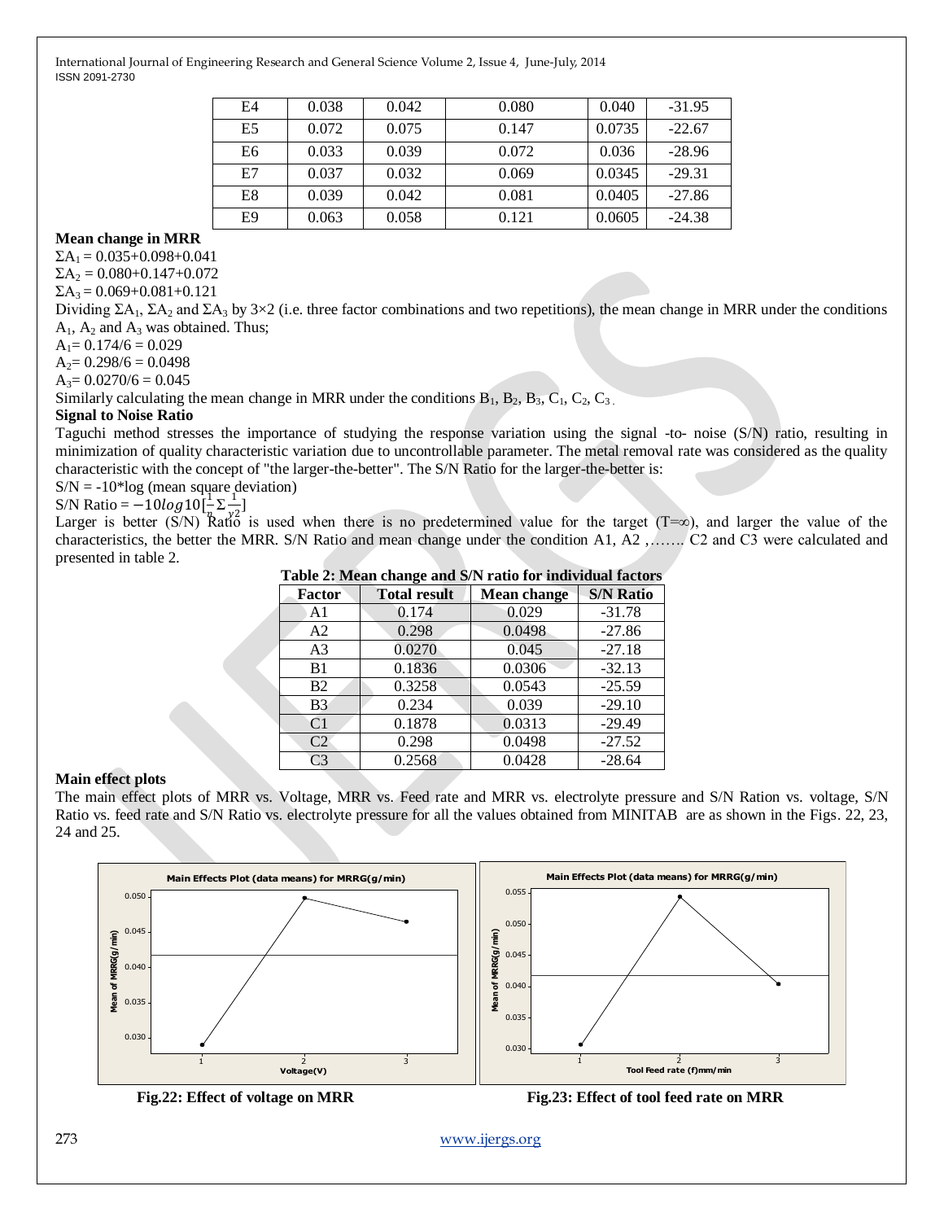| E4 | 0.038 | 0.042 | 0.080 | 0.040 | -31.95 |
|---|---|---|---|---|---|
| E5 | 0.072 | 0.075 | 0.147 | 0.0735 | -22.67 |
| E6 | 0.033 | 0.039 | 0.072 | 0.036 | -28.96 |
| E7 | 0.037 | 0.032 | 0.069 | 0.0345 | -29.31 |
| E8 | 0.039 | 0.042 | 0.081 | 0.0405 | -27.86 |
| E9 | 0.063 | 0.058 | 0.121 | 0.0605 | -24.38 |

**Mean change in MRR**

$\Sigma A_1 = 0.035+0.098+0.041$

$\Sigma A_2 = 0.080+0.147+0.072$

$\Sigma A_3 = 0.069+0.081+0.121$

Dividing $\Sigma A_1$, $\Sigma A_2$ and $\Sigma A_3$ by 3×2 (i.e. three factor combinations and two repetitions), the mean change in MRR under the conditions $A_1$, $A_2$ and $A_3$ was obtained. Thus;

$A_1 = 0.174/6 = 0.029$

$A_2 = 0.298/6 = 0.0498$

$A_3 = 0.0270/6 = 0.045$

Similarly calculating the mean change in MRR under the conditions $B_1$, $B_2$, $B_3$, $C_1$, $C_2$, $C_3$.

**Signal to Noise Ratio**

Taguchi method stresses the importance of studying the response variation using the signal -to- noise (S/N) ratio, resulting in minimization of quality characteristic variation due to uncontrollable parameter. The metal removal rate was considered as the quality characteristic with the concept of "the larger-the-better". The S/N Ratio for the larger-the-better is:

S/N = -10*log (mean square deviation)

S/N Ratio = $-10log10[\frac{1}{n}\Sigma\frac{1}{y^2}]$

Larger is better (S/N) Ratio is used when there is no predetermined value for the target (T=∞), and larger the value of the characteristics, the better the MRR. S/N Ratio and mean change under the condition A1, A2 ,…….. C2 and C3 were calculated and presented in table 2.

**Table 2: Mean change and S/N ratio for individual factors**

| Factor | Total result | Mean change | S/N Ratio |
|---|---|---|---|
| A1 | 0.174 | 0.029 | -31.78 |
| A2 | 0.298 | 0.0498 | -27.86 |
| A3 | 0.0270 | 0.045 | -27.18 |
| B1 | 0.1836 | 0.0306 | -32.13 |
| B2 | 0.3258 | 0.0543 | -25.59 |
| B3 | 0.234 | 0.039 | -29.10 |
| C1 | 0.1878 | 0.0313 | -29.49 |
| C2 | 0.298 | 0.0498 | -27.52 |
| C3 | 0.2568 | 0.0428 | -28.64 |

**Main effect plots**

The main effect plots of MRR vs. Voltage, MRR vs. Feed rate and MRR vs. electrolyte pressure and S/N Ration vs. voltage, S/N Ratio vs. feed rate and S/N Ratio vs. electrolyte pressure for all the values obtained from MINITAB are as shown in the Figs. 22, 23, 24 and 25.

**Fig.22: Effect of voltage on MRR**

**Fig.23: Effect of tool feed rate on MRR**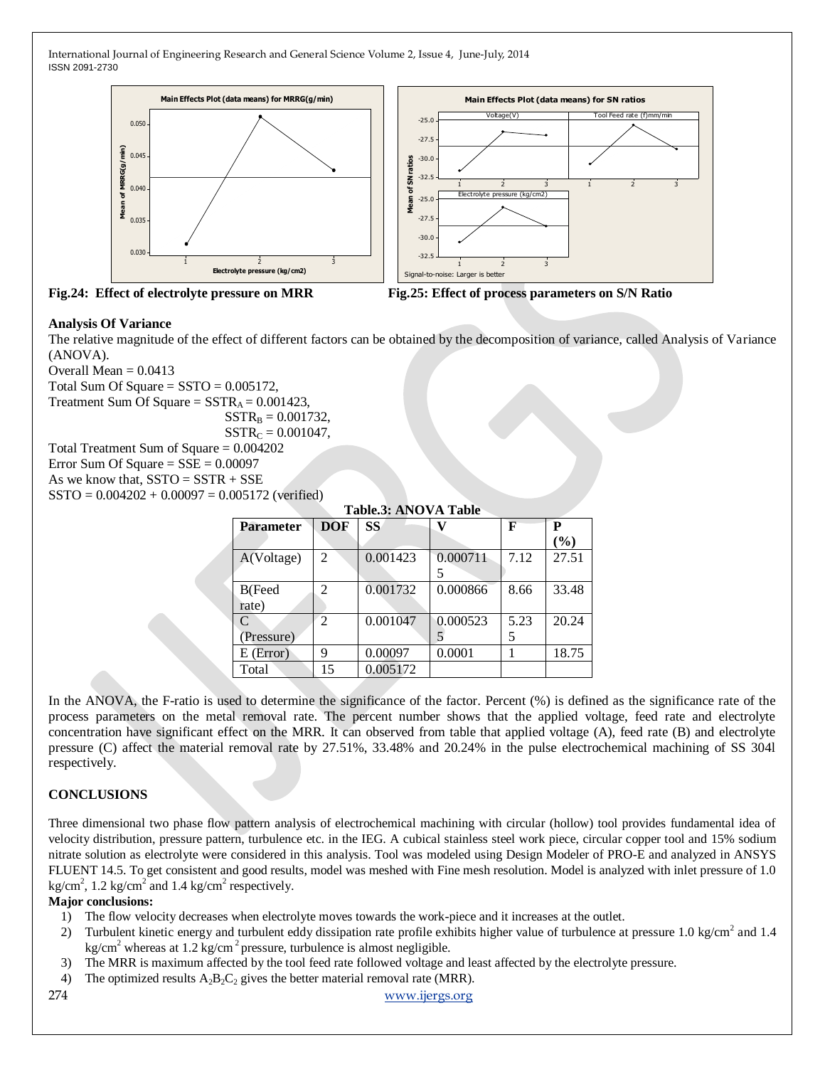Fig.24: Effect of electrolyte pressure on MRR

Fig.25: Effect of process parameters on S/N Ratio

**Analysis Of Variance**

The relative magnitude of the effect of different factors can be obtained by the decomposition of variance, called Analysis of Variance (ANOVA).

Overall Mean = 0.0413

Total Sum Of Square = SSTO = 0.005172,

Treatment Sum Of Square = $SSTR_A$ = 0.001423,

$SSTR_B$ = 0.001732,

$SSTR_C$ = 0.001047,

Total Treatment Sum of Square = 0.004202

Error Sum Of Square = SSE = 0.00097

As we know that, SSTO = SSTR + SSE

SSTO = 0.004202 + 0.00097 = 0.005172 (verified)

**Table.3: ANOVA Table**

| Parameter | DOF | SS | V | F | P (%) |
|---|---|---|---|---|---|
| A(Voltage) | 2 | 0.001423 | 0.0007115 | 7.12 | 27.51 |
| B(Feed rate) | 2 | 0.001732 | 0.000866 | 8.66 | 33.48 |
| C (Pressure) | 2 | 0.001047 | 0.0005235 | 5.235 | 20.24 |
| E (Error) | 9 | 0.00097 | 0.0001 | 1 | 18.75 |
| Total | 15 | 0.005172 | | | |

In the ANOVA, the F-ratio is used to determine the significance of the factor. Percent (%) is defined as the significance rate of the process parameters on the metal removal rate. The percent number shows that the applied voltage, feed rate and electrolyte concentration have significant effect on the MRR. It can observed from table that applied voltage (A), feed rate (B) and electrolyte pressure (C) affect the material removal rate by 27.51%, 33.48% and 20.24% in the pulse electrochemical machining of SS 304l respectively.

## CONCLUSIONS

Three dimensional two phase flow pattern analysis of electrochemical machining with circular (hollow) tool provides fundamental idea of velocity distribution, pressure pattern, turbulence etc. in the IEG. A cubical stainless steel work piece, circular copper tool and 15% sodium nitrate solution as electrolyte were considered in this analysis. Tool was modeled using Design Modeler of PRO-E and analyzed in ANSYS FLUENT 14.5. To get consistent and good results, model was meshed with Fine mesh resolution. Model is analyzed with inlet pressure of 1.0 $kg/cm^2$, 1.2 $kg/cm^2$ and 1.4 $kg/cm^2$ respectively.

**Major conclusions:**

1) The flow velocity decreases when electrolyte moves towards the work-piece and it increases at the outlet.
2) Turbulent kinetic energy and turbulent eddy dissipation rate profile exhibits higher value of turbulence at pressure 1.0 $kg/cm^2$ and 1.4 $kg/cm^2$ whereas at 1.2 $kg/cm^2$ pressure, turbulence is almost negligible.
3) The MRR is maximum affected by the tool feed rate followed voltage and least affected by the electrolyte pressure.
4) The optimized results $A_2B_2C_2$ gives the better material removal rate (MRR).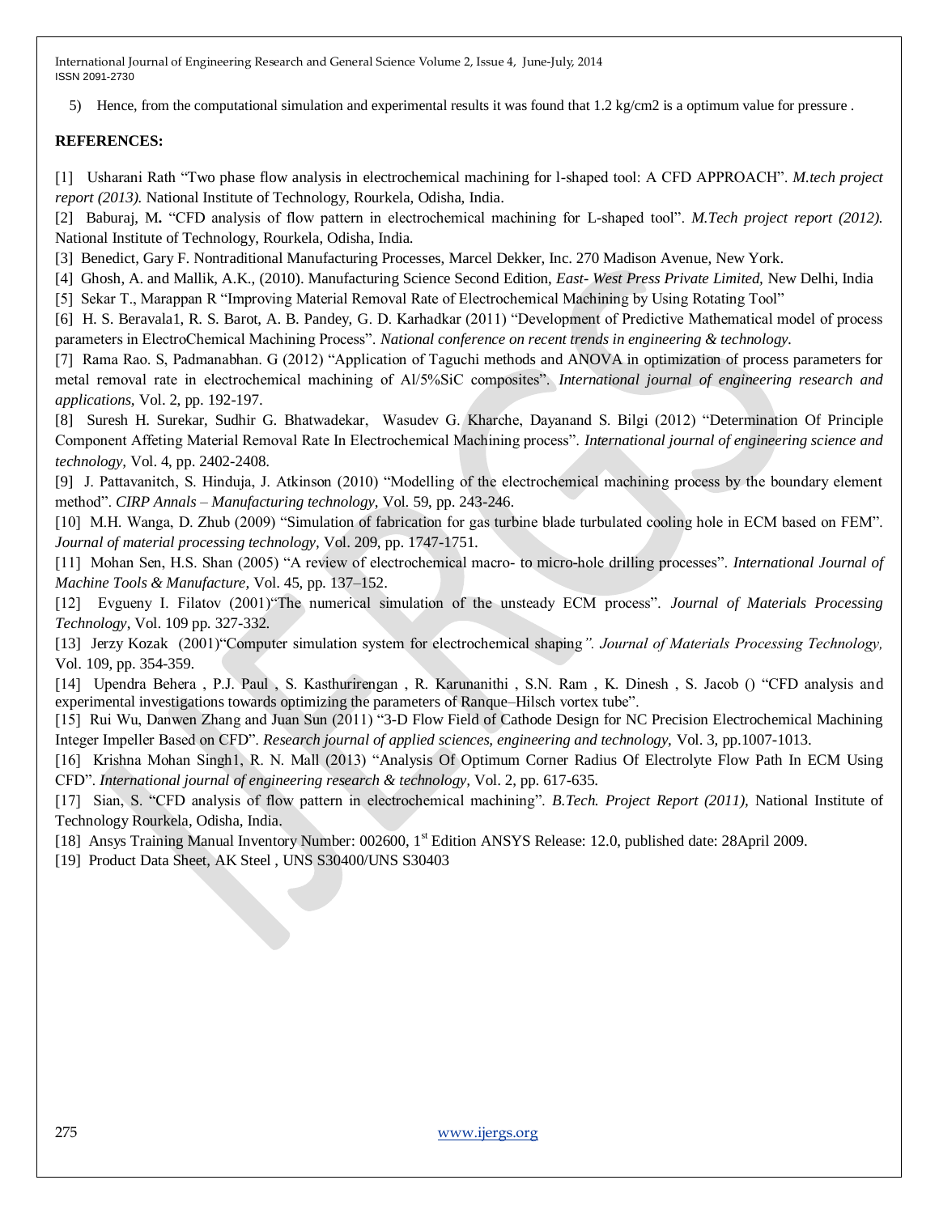5) Hence, from the computational simulation and experimental results it was found that 1.2 kg/cm2 is a optimum value for pressure .

**REFERENCES:**

[1] Usharani Rath "Two phase flow analysis in electrochemical machining for l-shaped tool: A CFD APPROACH". *M.tech project report (2013).* National Institute of Technology, Rourkela, Odisha, India.

[2] Baburaj, M**.** "CFD analysis of flow pattern in electrochemical machining for L-shaped tool". *M.Tech project report (2012).* National Institute of Technology, Rourkela, Odisha, India.

[3] Benedict, Gary F. Nontraditional Manufacturing Processes, Marcel Dekker, Inc. 270 Madison Avenue, New York.

[4] Ghosh, A. and Mallik, A.K., (2010). Manufacturing Science Second Edition, *East- West Press Private Limited,* New Delhi, India

[5] Sekar T., Marappan R "Improving Material Removal Rate of Electrochemical Machining by Using Rotating Tool"

[6] H. S. Beravala1, R. S. Barot, A. B. Pandey, G. D. Karhadkar (2011) "Development of Predictive Mathematical model of process parameters in ElectroChemical Machining Process". *National conference on recent trends in engineering & technology.*

[7] Rama Rao. S, Padmanabhan. G (2012) "Application of Taguchi methods and ANOVA in optimization of process parameters for metal removal rate in electrochemical machining of Al/5%SiC composites". *International journal of engineering research and applications,* Vol. 2, pp. 192-197.

[8] Suresh H. Surekar, Sudhir G. Bhatwadekar, Wasudev G. Kharche, Dayanand S. Bilgi (2012) "Determination Of Principle Component Affeting Material Removal Rate In Electrochemical Machining process". *International journal of engineering science and technology,* Vol. 4, pp. 2402-2408.

[9] J. Pattavanitch, S. Hinduja, J. Atkinson (2010) "Modelling of the electrochemical machining process by the boundary element method". *CIRP Annals – Manufacturing technology,* Vol. 59, pp. 243-246.

[10] M.H. Wanga, D. Zhub (2009) "Simulation of fabrication for gas turbine blade turbulated cooling hole in ECM based on FEM". *Journal of material processing technology,* Vol. 209, pp. 1747-1751.

[11] Mohan Sen, H.S. Shan (2005) "A review of electrochemical macro- to micro-hole drilling processes". *International Journal of Machine Tools & Manufacture*, Vol. 45, pp. 137–152.

[12] Evgueny I. Filatov (2001)"The numerical simulation of the unsteady ECM process". *Journal of Materials Processing Technology*, Vol. 109 pp. 327-332.

[13] Jerzy Kozak (2001)"Computer simulation system for electrochemical shaping*". Journal of Materials Processing Technology,* Vol. 109, pp. 354-359.

[14] Upendra Behera , P.J. Paul , S. Kasthurirengan , R. Karunanithi , S.N. Ram , K. Dinesh , S. Jacob () "CFD analysis and experimental investigations towards optimizing the parameters of Ranque–Hilsch vortex tube".

[15] Rui Wu, Danwen Zhang and Juan Sun (2011) "3-D Flow Field of Cathode Design for NC Precision Electrochemical Machining Integer Impeller Based on CFD". *Research journal of applied sciences, engineering and technology,* Vol. 3, pp.1007-1013.

[16] Krishna Mohan Singh1, R. N. Mall (2013) "Analysis Of Optimum Corner Radius Of Electrolyte Flow Path In ECM Using CFD". *International journal of engineering research & technology,* Vol. 2, pp. 617-635.

[17] Sian, S. "CFD analysis of flow pattern in electrochemical machining". *B.Tech. Project Report (2011),* National Institute of Technology Rourkela, Odisha, India.

[18] Ansys Training Manual Inventory Number: 002600, 1st Edition ANSYS Release: 12.0, published date: 28April 2009.

[19] Product Data Sheet, AK Steel , UNS S30400/UNS S30403